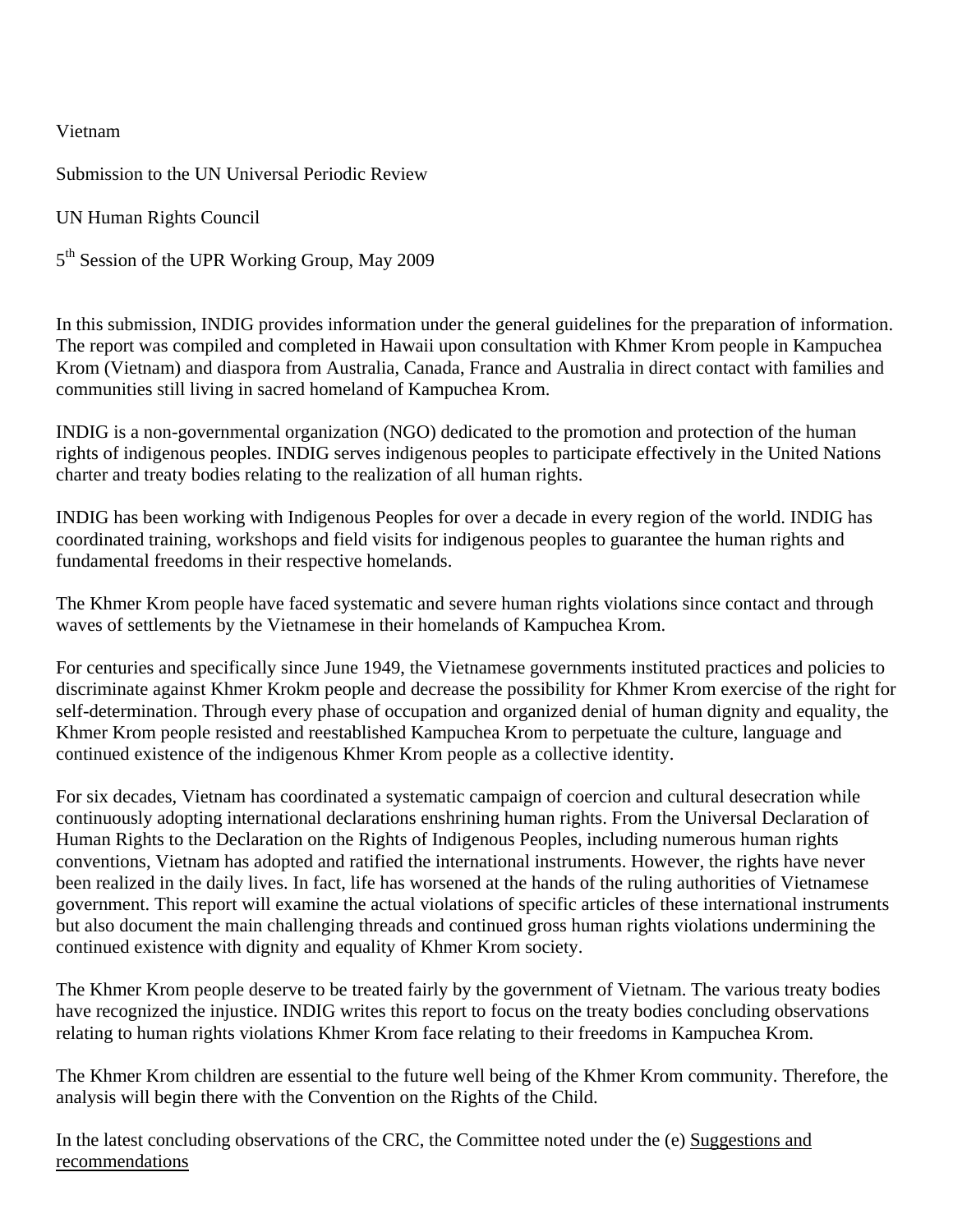Vietnam

Submission to the UN Universal Periodic Review

UN Human Rights Council

5th Session of the UPR Working Group, May 2009

In this submission, INDIG provides information under the general guidelines for the preparation of information. The report was compiled and completed in Hawaii upon consultation with Khmer Krom people in Kampuchea Krom (Vietnam) and diaspora from Australia, Canada, France and Australia in direct contact with families and communities still living in sacred homeland of Kampuchea Krom.

INDIG is a non-governmental organization (NGO) dedicated to the promotion and protection of the human rights of indigenous peoples. INDIG serves indigenous peoples to participate effectively in the United Nations charter and treaty bodies relating to the realization of all human rights.

INDIG has been working with Indigenous Peoples for over a decade in every region of the world. INDIG has coordinated training, workshops and field visits for indigenous peoples to guarantee the human rights and fundamental freedoms in their respective homelands.

The Khmer Krom people have faced systematic and severe human rights violations since contact and through waves of settlements by the Vietnamese in their homelands of Kampuchea Krom.

For centuries and specifically since June 1949, the Vietnamese governments instituted practices and policies to discriminate against Khmer Krokm people and decrease the possibility for Khmer Krom exercise of the right for self-determination. Through every phase of occupation and organized denial of human dignity and equality, the Khmer Krom people resisted and reestablished Kampuchea Krom to perpetuate the culture, language and continued existence of the indigenous Khmer Krom people as a collective identity.

For six decades, Vietnam has coordinated a systematic campaign of coercion and cultural desecration while continuously adopting international declarations enshrining human rights. From the Universal Declaration of Human Rights to the Declaration on the Rights of Indigenous Peoples, including numerous human rights conventions, Vietnam has adopted and ratified the international instruments. However, the rights have never been realized in the daily lives. In fact, life has worsened at the hands of the ruling authorities of Vietnamese government. This report will examine the actual violations of specific articles of these international instruments but also document the main challenging threads and continued gross human rights violations undermining the continued existence with dignity and equality of Khmer Krom society.

The Khmer Krom people deserve to be treated fairly by the government of Vietnam. The various treaty bodies have recognized the injustice. INDIG writes this report to focus on the treaty bodies concluding observations relating to human rights violations Khmer Krom face relating to their freedoms in Kampuchea Krom.

The Khmer Krom children are essential to the future well being of the Khmer Krom community. Therefore, the analysis will begin there with the Convention on the Rights of the Child.

In the latest concluding observations of the CRC, the Committee noted under the (e) Suggestions and recommendations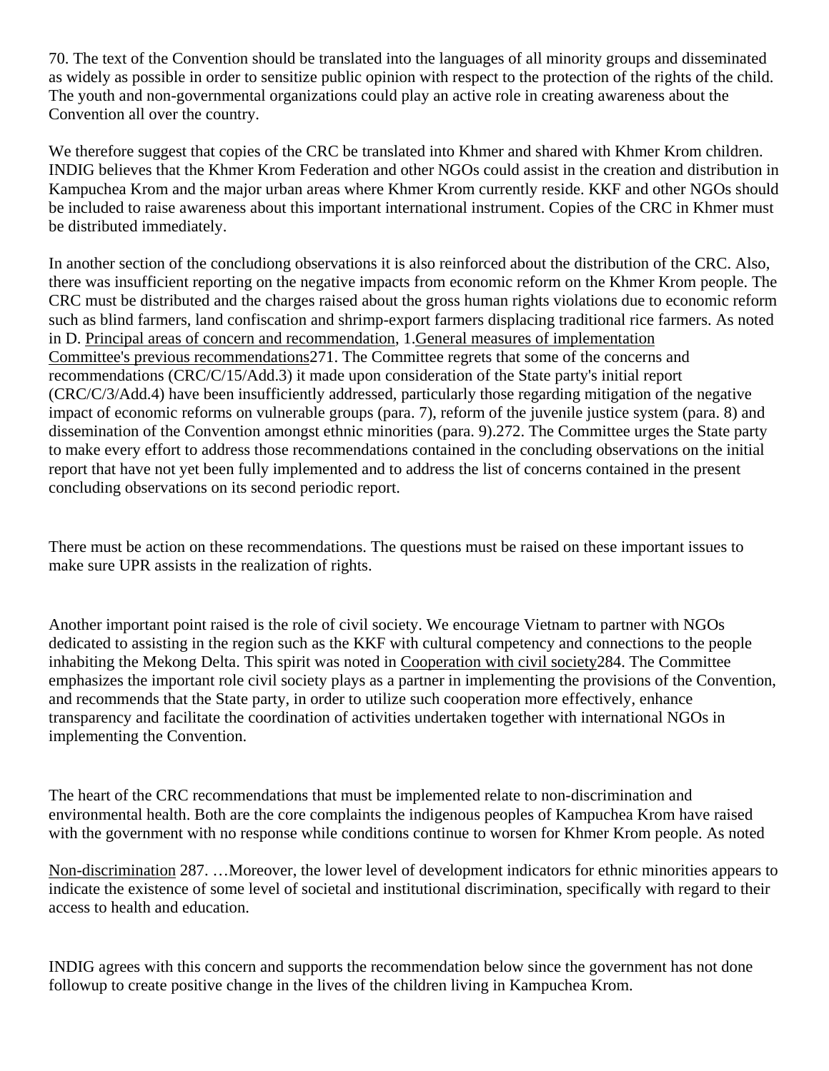70. The text of the Convention should be translated into the languages of all minority groups and disseminated as widely as possible in order to sensitize public opinion with respect to the protection of the rights of the child. The youth and non-governmental organizations could play an active role in creating awareness about the Convention all over the country.

We therefore suggest that copies of the CRC be translated into Khmer and shared with Khmer Krom children. INDIG believes that the Khmer Krom Federation and other NGOs could assist in the creation and distribution in Kampuchea Krom and the major urban areas where Khmer Krom currently reside. KKF and other NGOs should be included to raise awareness about this important international instrument. Copies of the CRC in Khmer must be distributed immediately.

In another section of the concludiong observations it is also reinforced about the distribution of the CRC. Also, there was insufficient reporting on the negative impacts from economic reform on the Khmer Krom people. The CRC must be distributed and the charges raised about the gross human rights violations due to economic reform such as blind farmers, land confiscation and shrimp-export farmers displacing traditional rice farmers. As noted in D. Principal areas of concern and recommendation, 1.General measures of implementation Committee's previous recommendations271. The Committee regrets that some of the concerns and recommendations (CRC/C/15/Add.3) it made upon consideration of the State party's initial report (CRC/C/3/Add.4) have been insufficiently addressed, particularly those regarding mitigation of the negative impact of economic reforms on vulnerable groups (para. 7), reform of the juvenile justice system (para. 8) and dissemination of the Convention amongst ethnic minorities (para. 9).272. The Committee urges the State party to make every effort to address those recommendations contained in the concluding observations on the initial report that have not yet been fully implemented and to address the list of concerns contained in the present concluding observations on its second periodic report.

There must be action on these recommendations. The questions must be raised on these important issues to make sure UPR assists in the realization of rights.

Another important point raised is the role of civil society. We encourage Vietnam to partner with NGOs dedicated to assisting in the region such as the KKF with cultural competency and connections to the people inhabiting the Mekong Delta. This spirit was noted in Cooperation with civil society284. The Committee emphasizes the important role civil society plays as a partner in implementing the provisions of the Convention, and recommends that the State party, in order to utilize such cooperation more effectively, enhance transparency and facilitate the coordination of activities undertaken together with international NGOs in implementing the Convention.

The heart of the CRC recommendations that must be implemented relate to non-discrimination and environmental health. Both are the core complaints the indigenous peoples of Kampuchea Krom have raised with the government with no response while conditions continue to worsen for Khmer Krom people. As noted

Non-discrimination 287. …Moreover, the lower level of development indicators for ethnic minorities appears to indicate the existence of some level of societal and institutional discrimination, specifically with regard to their access to health and education.

INDIG agrees with this concern and supports the recommendation below since the government has not done followup to create positive change in the lives of the children living in Kampuchea Krom.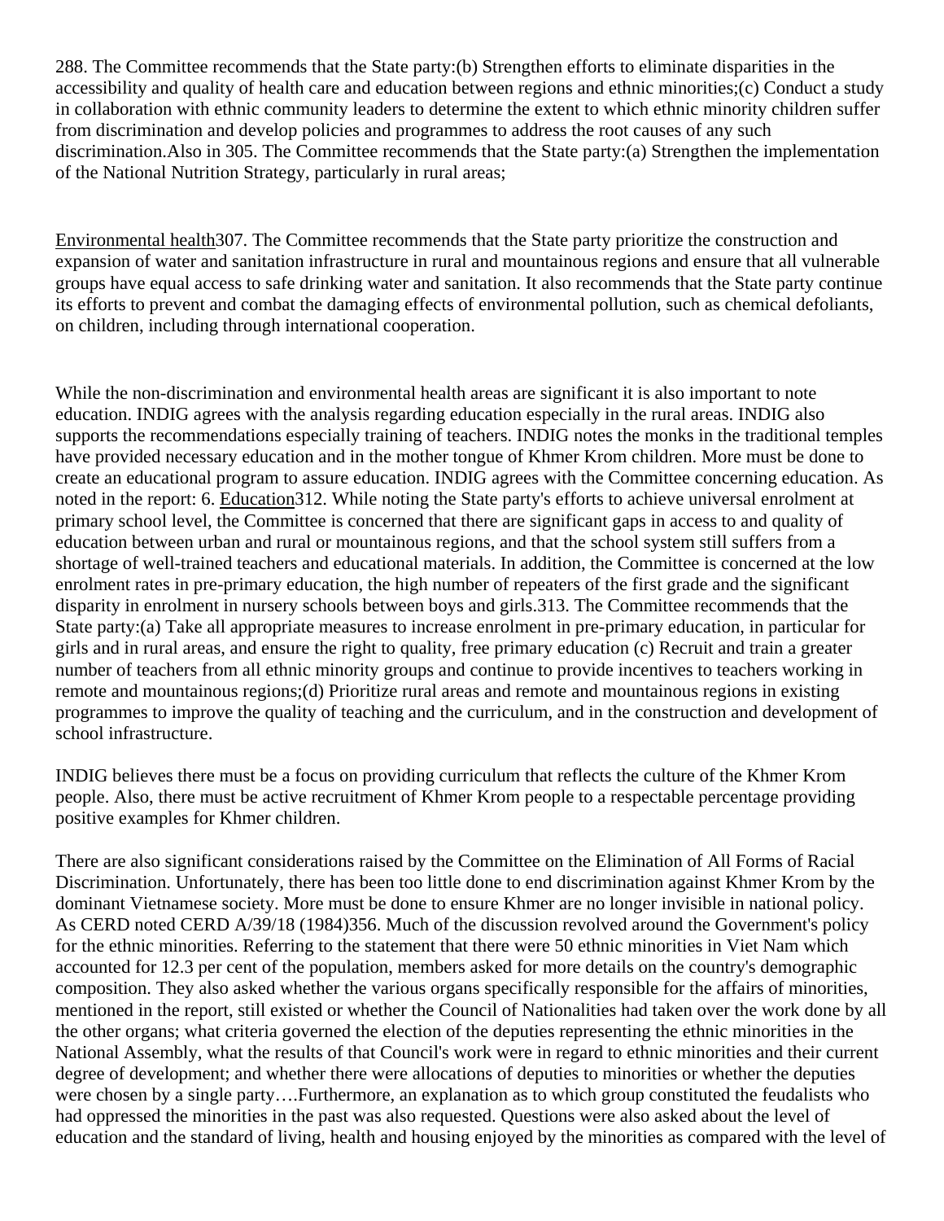288. The Committee recommends that the State party:(b) Strengthen efforts to eliminate disparities in the accessibility and quality of health care and education between regions and ethnic minorities;(c) Conduct a study in collaboration with ethnic community leaders to determine the extent to which ethnic minority children suffer from discrimination and develop policies and programmes to address the root causes of any such discrimination.Also in 305. The Committee recommends that the State party:(a) Strengthen the implementation of the National Nutrition Strategy, particularly in rural areas;

Environmental health307. The Committee recommends that the State party prioritize the construction and expansion of water and sanitation infrastructure in rural and mountainous regions and ensure that all vulnerable groups have equal access to safe drinking water and sanitation. It also recommends that the State party continue its efforts to prevent and combat the damaging effects of environmental pollution, such as chemical defoliants, on children, including through international cooperation.

While the non-discrimination and environmental health areas are significant it is also important to note education. INDIG agrees with the analysis regarding education especially in the rural areas. INDIG also supports the recommendations especially training of teachers. INDIG notes the monks in the traditional temples have provided necessary education and in the mother tongue of Khmer Krom children. More must be done to create an educational program to assure education. INDIG agrees with the Committee concerning education. As noted in the report: 6. Education312. While noting the State party's efforts to achieve universal enrolment at primary school level, the Committee is concerned that there are significant gaps in access to and quality of education between urban and rural or mountainous regions, and that the school system still suffers from a shortage of well-trained teachers and educational materials. In addition, the Committee is concerned at the low enrolment rates in pre-primary education, the high number of repeaters of the first grade and the significant disparity in enrolment in nursery schools between boys and girls.313. The Committee recommends that the State party:(a) Take all appropriate measures to increase enrolment in pre-primary education, in particular for girls and in rural areas, and ensure the right to quality, free primary education (c) Recruit and train a greater number of teachers from all ethnic minority groups and continue to provide incentives to teachers working in remote and mountainous regions;(d) Prioritize rural areas and remote and mountainous regions in existing programmes to improve the quality of teaching and the curriculum, and in the construction and development of school infrastructure.

INDIG believes there must be a focus on providing curriculum that reflects the culture of the Khmer Krom people. Also, there must be active recruitment of Khmer Krom people to a respectable percentage providing positive examples for Khmer children.

There are also significant considerations raised by the Committee on the Elimination of All Forms of Racial Discrimination. Unfortunately, there has been too little done to end discrimination against Khmer Krom by the dominant Vietnamese society. More must be done to ensure Khmer are no longer invisible in national policy. As CERD noted CERD A/39/18 (1984)356. Much of the discussion revolved around the Government's policy for the ethnic minorities. Referring to the statement that there were 50 ethnic minorities in Viet Nam which accounted for 12.3 per cent of the population, members asked for more details on the country's demographic composition. They also asked whether the various organs specifically responsible for the affairs of minorities, mentioned in the report, still existed or whether the Council of Nationalities had taken over the work done by all the other organs; what criteria governed the election of the deputies representing the ethnic minorities in the National Assembly, what the results of that Council's work were in regard to ethnic minorities and their current degree of development; and whether there were allocations of deputies to minorities or whether the deputies were chosen by a single party….Furthermore, an explanation as to which group constituted the feudalists who had oppressed the minorities in the past was also requested. Questions were also asked about the level of education and the standard of living, health and housing enjoyed by the minorities as compared with the level of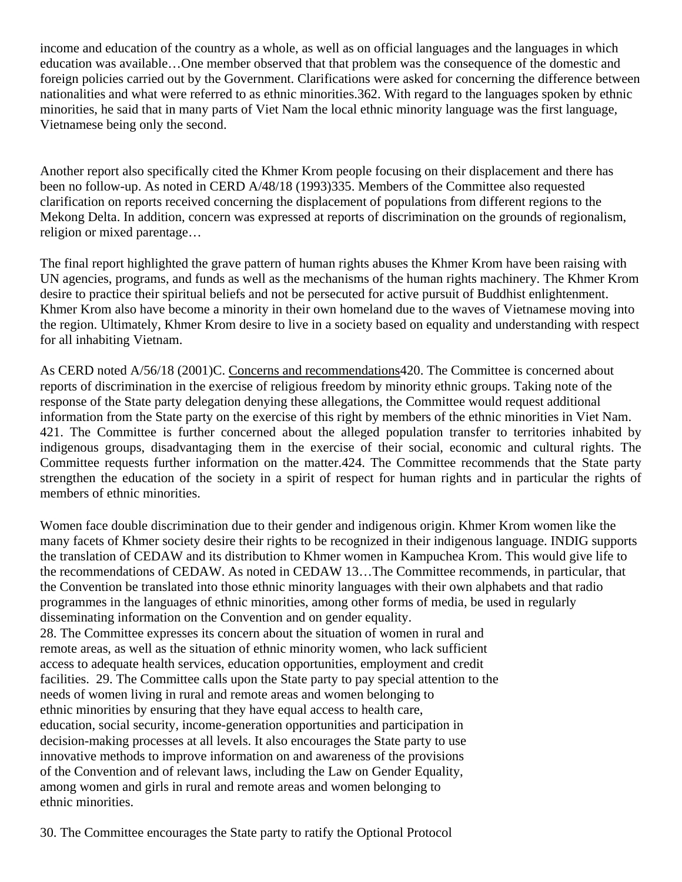income and education of the country as a whole, as well as on official languages and the languages in which education was available…One member observed that that problem was the consequence of the domestic and foreign policies carried out by the Government. Clarifications were asked for concerning the difference between nationalities and what were referred to as ethnic minorities.362. With regard to the languages spoken by ethnic minorities, he said that in many parts of Viet Nam the local ethnic minority language was the first language, Vietnamese being only the second.

Another report also specifically cited the Khmer Krom people focusing on their displacement and there has been no follow-up. As noted in CERD A/48/18 (1993)335. Members of the Committee also requested clarification on reports received concerning the displacement of populations from different regions to the Mekong Delta. In addition, concern was expressed at reports of discrimination on the grounds of regionalism, religion or mixed parentage…

The final report highlighted the grave pattern of human rights abuses the Khmer Krom have been raising with UN agencies, programs, and funds as well as the mechanisms of the human rights machinery. The Khmer Krom desire to practice their spiritual beliefs and not be persecuted for active pursuit of Buddhist enlightenment. Khmer Krom also have become a minority in their own homeland due to the waves of Vietnamese moving into the region. Ultimately, Khmer Krom desire to live in a society based on equality and understanding with respect for all inhabiting Vietnam.

As CERD noted A/56/18 (2001)C. Concerns and recommendations420. The Committee is concerned about reports of discrimination in the exercise of religious freedom by minority ethnic groups. Taking note of the response of the State party delegation denying these allegations, the Committee would request additional information from the State party on the exercise of this right by members of the ethnic minorities in Viet Nam. 421. The Committee is further concerned about the alleged population transfer to territories inhabited by indigenous groups, disadvantaging them in the exercise of their social, economic and cultural rights. The Committee requests further information on the matter.424. The Committee recommends that the State party strengthen the education of the society in a spirit of respect for human rights and in particular the rights of members of ethnic minorities.

Women face double discrimination due to their gender and indigenous origin. Khmer Krom women like the many facets of Khmer society desire their rights to be recognized in their indigenous language. INDIG supports the translation of CEDAW and its distribution to Khmer women in Kampuchea Krom. This would give life to the recommendations of CEDAW. As noted in CEDAW 13…The Committee recommends, in particular, that the Convention be translated into those ethnic minority languages with their own alphabets and that radio programmes in the languages of ethnic minorities, among other forms of media, be used in regularly disseminating information on the Convention and on gender equality.
28. The Committee expresses its concern about the situation of women in rural and remote areas, as well as the situation of ethnic minority women, who lack sufficient access to adequate health services, education opportunities, employment and credit facilities. 29. The Committee calls upon the State party to pay special attention to the needs of women living in rural and remote areas and women belonging to ethnic minorities by ensuring that they have equal access to health care, education, social security, income-generation opportunities and participation in decision-making processes at all levels. It also encourages the State party to use innovative methods to improve information on and awareness of the provisions of the Convention and of relevant laws, including the Law on Gender Equality, among women and girls in rural and remote areas and women belonging to ethnic minorities.

30. The Committee encourages the State party to ratify the Optional Protocol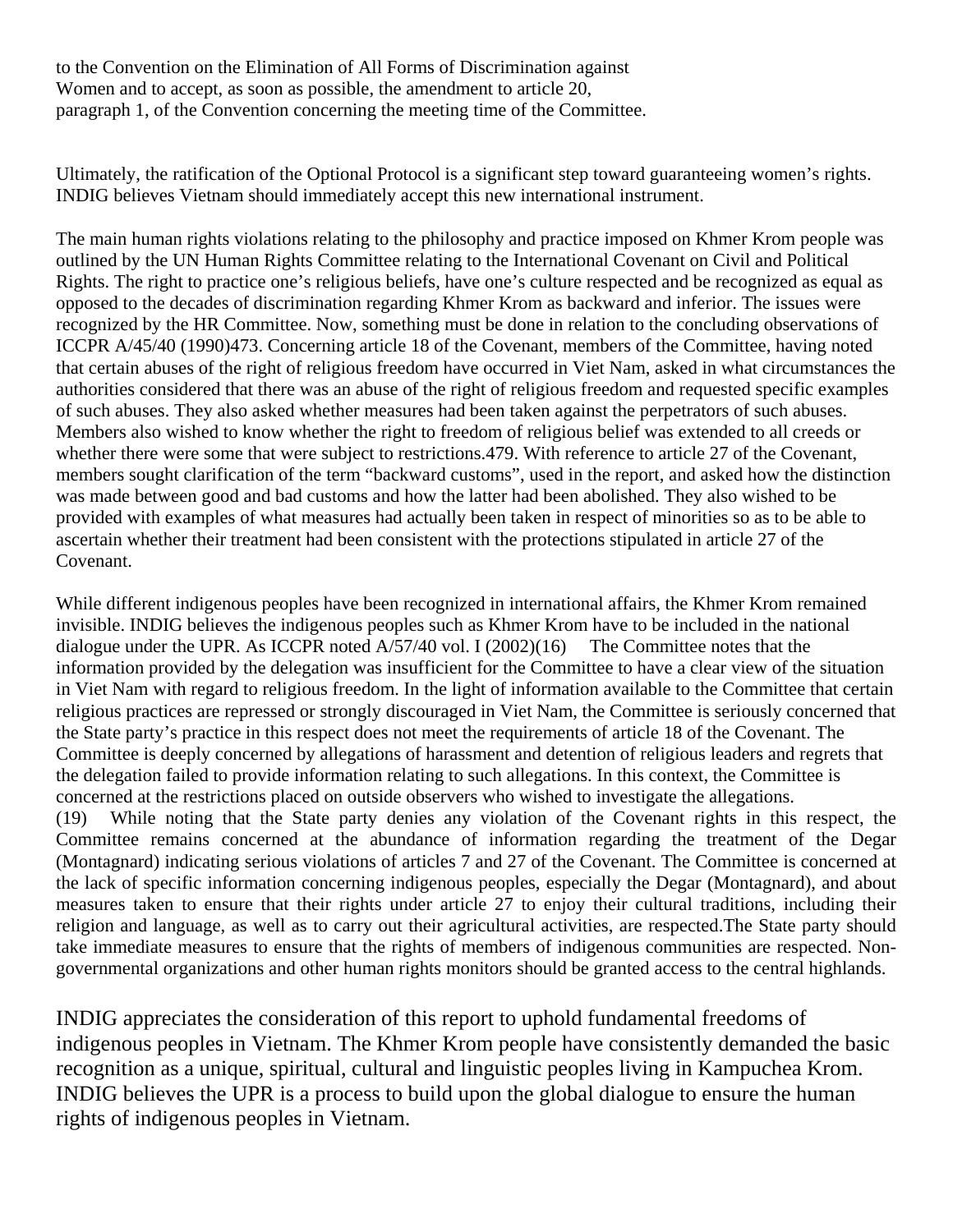to the Convention on the Elimination of All Forms of Discrimination against Women and to accept, as soon as possible, the amendment to article 20, paragraph 1, of the Convention concerning the meeting time of the Committee.

Ultimately, the ratification of the Optional Protocol is a significant step toward guaranteeing women's rights. INDIG believes Vietnam should immediately accept this new international instrument.

The main human rights violations relating to the philosophy and practice imposed on Khmer Krom people was outlined by the UN Human Rights Committee relating to the International Covenant on Civil and Political Rights. The right to practice one's religious beliefs, have one's culture respected and be recognized as equal as opposed to the decades of discrimination regarding Khmer Krom as backward and inferior. The issues were recognized by the HR Committee. Now, something must be done in relation to the concluding observations of ICCPR A/45/40 (1990)473. Concerning article 18 of the Covenant, members of the Committee, having noted that certain abuses of the right of religious freedom have occurred in Viet Nam, asked in what circumstances the authorities considered that there was an abuse of the right of religious freedom and requested specific examples of such abuses. They also asked whether measures had been taken against the perpetrators of such abuses. Members also wished to know whether the right to freedom of religious belief was extended to all creeds or whether there were some that were subject to restrictions.479. With reference to article 27 of the Covenant, members sought clarification of the term "backward customs", used in the report, and asked how the distinction was made between good and bad customs and how the latter had been abolished. They also wished to be provided with examples of what measures had actually been taken in respect of minorities so as to be able to ascertain whether their treatment had been consistent with the protections stipulated in article 27 of the Covenant.

While different indigenous peoples have been recognized in international affairs, the Khmer Krom remained invisible. INDIG believes the indigenous peoples such as Khmer Krom have to be included in the national dialogue under the UPR. As ICCPR noted A/57/40 vol. I (2002)(16) The Committee notes that the information provided by the delegation was insufficient for the Committee to have a clear view of the situation in Viet Nam with regard to religious freedom. In the light of information available to the Committee that certain religious practices are repressed or strongly discouraged in Viet Nam, the Committee is seriously concerned that the State party's practice in this respect does not meet the requirements of article 18 of the Covenant. The Committee is deeply concerned by allegations of harassment and detention of religious leaders and regrets that the delegation failed to provide information relating to such allegations. In this context, the Committee is concerned at the restrictions placed on outside observers who wished to investigate the allegations.
(19) While noting that the State party denies any violation of the Covenant rights in this respect, the Committee remains concerned at the abundance of information regarding the treatment of the Degar (Montagnard) indicating serious violations of articles 7 and 27 of the Covenant. The Committee is concerned at the lack of specific information concerning indigenous peoples, especially the Degar (Montagnard), and about measures taken to ensure that their rights under article 27 to enjoy their cultural traditions, including their religion and language, as well as to carry out their agricultural activities, are respected.The State party should take immediate measures to ensure that the rights of members of indigenous communities are respected. Non-governmental organizations and other human rights monitors should be granted access to the central highlands.

INDIG appreciates the consideration of this report to uphold fundamental freedoms of indigenous peoples in Vietnam. The Khmer Krom people have consistently demanded the basic recognition as a unique, spiritual, cultural and linguistic peoples living in Kampuchea Krom. INDIG believes the UPR is a process to build upon the global dialogue to ensure the human rights of indigenous peoples in Vietnam.